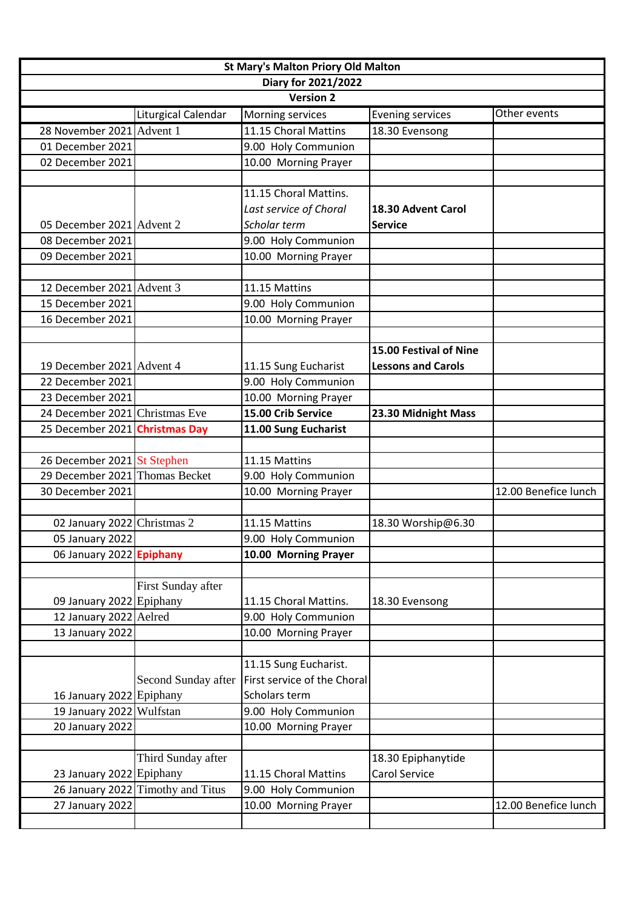**St Mary's Malton Priory Old Malton**

**Diary for 2021/2022**

**Version 2**

| | Liturgical Calendar | Morning services | Evening services | Other events |
|---|---|---|---|---|
| 28 November 2021 | Advent 1 | 11.15 Choral Mattins | 18.30 Evensong | |
| 01 December 2021 | | 9.00 Holy Communion | | |
| 02 December 2021 | | 10.00 Morning Prayer | | |
| | | | | |
| 05 December 2021 | Advent 2 | 11.15 Choral Mattins. *Last service of Choral Scholar term* | **18.30 Advent Carol Service** | |
| 08 December 2021 | | 9.00 Holy Communion | | |
| 09 December 2021 | | 10.00 Morning Prayer | | |
| | | | | |
| 12 December 2021 | Advent 3 | 11.15 Mattins | | |
| 15 December 2021 | | 9.00 Holy Communion | | |
| 16 December 2021 | | 10.00 Morning Prayer | | |
| | | | | |
| 19 December 2021 | Advent 4 | 11.15 Sung Eucharist | **15.00 Festival of Nine Lessons and Carols** | |
| 22 December 2021 | | 9.00 Holy Communion | | |
| 23 December 2021 | | 10.00 Morning Prayer | | |
| 24 December 2021 | Christmas Eve | **15.00 Crib Service** | **23.30 Midnight Mass** | |
| 25 December 2021 | **Christmas Day** | **11.00 Sung Eucharist** | | |
| | | | | |
| 26 December 2021 | St Stephen | 11.15 Mattins | | |
| 29 December 2021 | Thomas Becket | 9.00 Holy Communion | | |
| 30 December 2021 | | 10.00 Morning Prayer | | 12.00 Benefice lunch |
| | | | | |
| 02 January 2022 | Christmas 2 | 11.15 Mattins | 18.30 Worship@6.30 | |
| 05 January 2022 | | 9.00 Holy Communion | | |
| 06 January 2022 | **Epiphany** | **10.00 Morning Prayer** | | |
| | | | | |
| 09 January 2022 | First Sunday after Epiphany | 11.15 Choral Mattins. | 18.30 Evensong | |
| 12 January 2022 | Aelred | 9.00 Holy Communion | | |
| 13 January 2022 | | 10.00 Morning Prayer | | |
| | | | | |
| 16 January 2022 | Second Sunday after Epiphany | 11.15 Sung Eucharist. First service of the Choral Scholars term | | |
| 19 January 2022 | Wulfstan | 9.00 Holy Communion | | |
| 20 January 2022 | | 10.00 Morning Prayer | | |
| | | | | |
| 23 January 2022 | Third Sunday after Epiphany | 11.15 Choral Mattins | 18.30 Epiphanytide Carol Service | |
| 26 January 2022 | Timothy and Titus | 9.00 Holy Communion | | |
| 27 January 2022 | | 10.00 Morning Prayer | | 12.00 Benefice lunch |
| | | | | |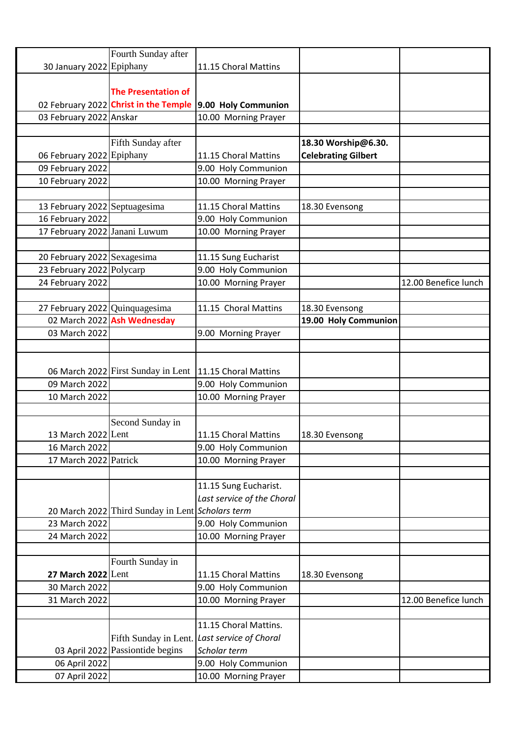| | | | | |
|---|---|---|---|---|
| 30 January 2022 | Fourth Sunday after Epiphany | 11.15 Choral Mattins | | |
| 02 February 2022 | **The Presentation of Christ in the Temple** | **9.00 Holy Communion** | | |
| 03 February 2022 | Anskar | 10.00 Morning Prayer | | |
| | | | | |
| 06 February 2022 | Fifth Sunday after Epiphany | 11.15 Choral Mattins | **18.30 Worship@6.30. Celebrating Gilbert** | |
| 09 February 2022 | | 9.00 Holy Communion | | |
| 10 February 2022 | | 10.00 Morning Prayer | | |
| | | | | |
| 13 February 2022 | Septuagesima | 11.15 Choral Mattins | 18.30 Evensong | |
| 16 February 2022 | | 9.00 Holy Communion | | |
| 17 February 2022 | Janani Luwum | 10.00 Morning Prayer | | |
| | | | | |
| 20 February 2022 | Sexagesima | 11.15 Sung Eucharist | | |
| 23 February 2022 | Polycarp | 9.00 Holy Communion | | |
| 24 February 2022 | | 10.00 Morning Prayer | | 12.00 Benefice lunch |
| | | | | |
| 27 February 2022 | Quinquagesima | 11.15 Choral Mattins | 18.30 Evensong | |
| 02 March 2022 | **Ash Wednesday** | | **19.00 Holy Communion** | |
| 03 March 2022 | | 9.00 Morning Prayer | | |
| | | | | |
| 06 March 2022 | First Sunday in Lent | 11.15 Choral Mattins | | |
| 09 March 2022 | | 9.00 Holy Communion | | |
| 10 March 2022 | | 10.00 Morning Prayer | | |
| | | | | |
| 13 March 2022 | Second Sunday in Lent | 11.15 Choral Mattins | 18.30 Evensong | |
| 16 March 2022 | | 9.00 Holy Communion | | |
| 17 March 2022 | Patrick | 10.00 Morning Prayer | | |
| | | | | |
| 20 March 2022 | Third Sunday in Lent | 11.15 Sung Eucharist. *Last service of the Choral Scholars term* | | |
| 23 March 2022 | | 9.00 Holy Communion | | |
| 24 March 2022 | | 10.00 Morning Prayer | | |
| | | | | |
| **27 March 2022** | Fourth Sunday in Lent | 11.15 Choral Mattins | 18.30 Evensong | |
| 30 March 2022 | | 9.00 Holy Communion | | |
| 31 March 2022 | | 10.00 Morning Prayer | | 12.00 Benefice lunch |
| | | | | |
| 03 April 2022 | Fifth Sunday in Lent. Passiontide begins | 11.15 Choral Mattins. *Last service of Choral Scholar term* | | |
| 06 April 2022 | | 9.00 Holy Communion | | |
| 07 April 2022 | | 10.00 Morning Prayer | | |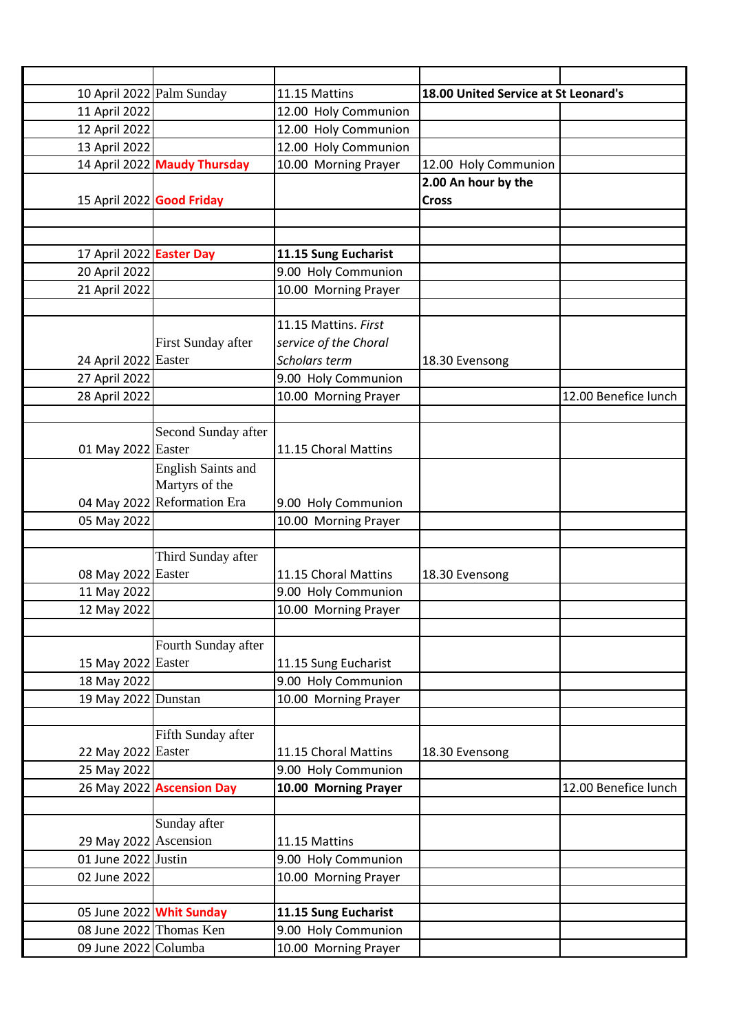| | | | | |
|---|---|---|---|---|
| 10 April 2022 | Palm Sunday | 11.15 Mattins | **18.00 United Service at St Leonard's** | |
| 11 April 2022 | | 12.00 Holy Communion | | |
| 12 April 2022 | | 12.00 Holy Communion | | |
| 13 April 2022 | | 12.00 Holy Communion | | |
| 14 April 2022 | **Maudy Thursday** | 10.00 Morning Prayer | 12.00 Holy Communion | |
| 15 April 2022 | **Good Friday** | | **2.00 An hour by the Cross** | |
| | | | | |
| | | | | |
| 17 April 2022 | **Easter Day** | **11.15 Sung Eucharist** | | |
| 20 April 2022 | | 9.00 Holy Communion | | |
| 21 April 2022 | | 10.00 Morning Prayer | | |
| | | | | |
| 24 April 2022 | First Sunday after Easter | 11.15 Mattins. *First service of the Choral Scholars term* | 18.30 Evensong | |
| 27 April 2022 | | 9.00 Holy Communion | | |
| 28 April 2022 | | 10.00 Morning Prayer | | 12.00 Benefice lunch |
| | | | | |
| 01 May 2022 | Second Sunday after Easter | 11.15 Choral Mattins | | |
| 04 May 2022 | English Saints and Martyrs of the Reformation Era | 9.00 Holy Communion | | |
| 05 May 2022 | | 10.00 Morning Prayer | | |
| | | | | |
| 08 May 2022 | Third Sunday after Easter | 11.15 Choral Mattins | 18.30 Evensong | |
| 11 May 2022 | | 9.00 Holy Communion | | |
| 12 May 2022 | | 10.00 Morning Prayer | | |
| | | | | |
| 15 May 2022 | Fourth Sunday after Easter | 11.15 Sung Eucharist | | |
| 18 May 2022 | | 9.00 Holy Communion | | |
| 19 May 2022 | Dunstan | 10.00 Morning Prayer | | |
| | | | | |
| 22 May 2022 | Fifth Sunday after Easter | 11.15 Choral Mattins | 18.30 Evensong | |
| 25 May 2022 | | 9.00 Holy Communion | | |
| 26 May 2022 | **Ascension Day** | **10.00 Morning Prayer** | | 12.00 Benefice lunch |
| | | | | |
| 29 May 2022 | Sunday after Ascension | 11.15 Mattins | | |
| 01 June 2022 | Justin | 9.00 Holy Communion | | |
| 02 June 2022 | | 10.00 Morning Prayer | | |
| | | | | |
| 05 June 2022 | **Whit Sunday** | **11.15 Sung Eucharist** | | |
| 08 June 2022 | Thomas Ken | 9.00 Holy Communion | | |
| 09 June 2022 | Columba | 10.00 Morning Prayer | | |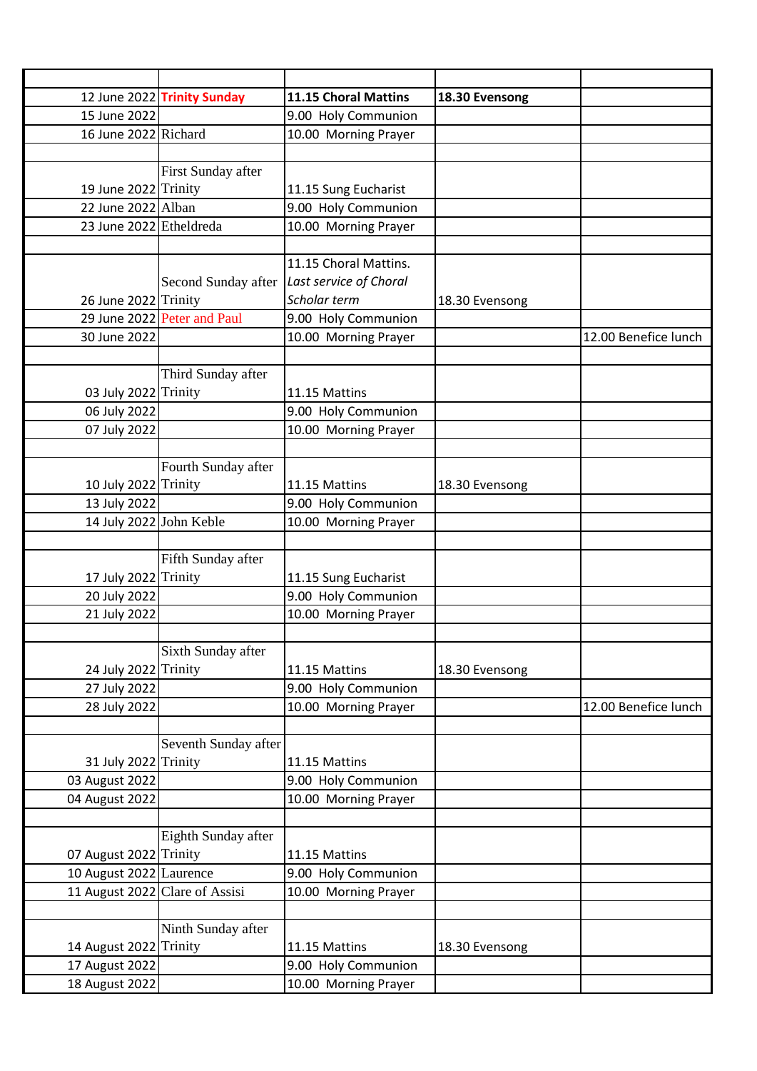| | | | | |
|---|---|---|---|---|
| 12 June 2022 | **Trinity Sunday** | **11.15 Choral Mattins** | **18.30 Evensong** | |
| 15 June 2022 | | 9.00 Holy Communion | | |
| 16 June 2022 | Richard | 10.00 Morning Prayer | | |
| | | | | |
| 19 June 2022 | First Sunday after Trinity | 11.15 Sung Eucharist | | |
| 22 June 2022 | Alban | 9.00 Holy Communion | | |
| 23 June 2022 | Etheldreda | 10.00 Morning Prayer | | |
| | | | | |
| 26 June 2022 | Second Sunday after Trinity | 11.15 Choral Mattins. *Last service of Choral Scholar term* | 18.30 Evensong | |
| 29 June 2022 | Peter and Paul | 9.00 Holy Communion | | |
| 30 June 2022 | | 10.00 Morning Prayer | | 12.00 Benefice lunch |
| | | | | |
| 03 July 2022 | Third Sunday after Trinity | 11.15 Mattins | | |
| 06 July 2022 | | 9.00 Holy Communion | | |
| 07 July 2022 | | 10.00 Morning Prayer | | |
| | | | | |
| 10 July 2022 | Fourth Sunday after Trinity | 11.15 Mattins | 18.30 Evensong | |
| 13 July 2022 | | 9.00 Holy Communion | | |
| 14 July 2022 | John Keble | 10.00 Morning Prayer | | |
| | | | | |
| 17 July 2022 | Fifth Sunday after Trinity | 11.15 Sung Eucharist | | |
| 20 July 2022 | | 9.00 Holy Communion | | |
| 21 July 2022 | | 10.00 Morning Prayer | | |
| | | | | |
| 24 July 2022 | Sixth Sunday after Trinity | 11.15 Mattins | 18.30 Evensong | |
| 27 July 2022 | | 9.00 Holy Communion | | |
| 28 July 2022 | | 10.00 Morning Prayer | | 12.00 Benefice lunch |
| | | | | |
| 31 July 2022 | Seventh Sunday after Trinity | 11.15 Mattins | | |
| 03 August 2022 | | 9.00 Holy Communion | | |
| 04 August 2022 | | 10.00 Morning Prayer | | |
| | | | | |
| 07 August 2022 | Eighth Sunday after Trinity | 11.15 Mattins | | |
| 10 August 2022 | Laurence | 9.00 Holy Communion | | |
| 11 August 2022 | Clare of Assisi | 10.00 Morning Prayer | | |
| | | | | |
| 14 August 2022 | Ninth Sunday after Trinity | 11.15 Mattins | 18.30 Evensong | |
| 17 August 2022 | | 9.00 Holy Communion | | |
| 18 August 2022 | | 10.00 Morning Prayer | | |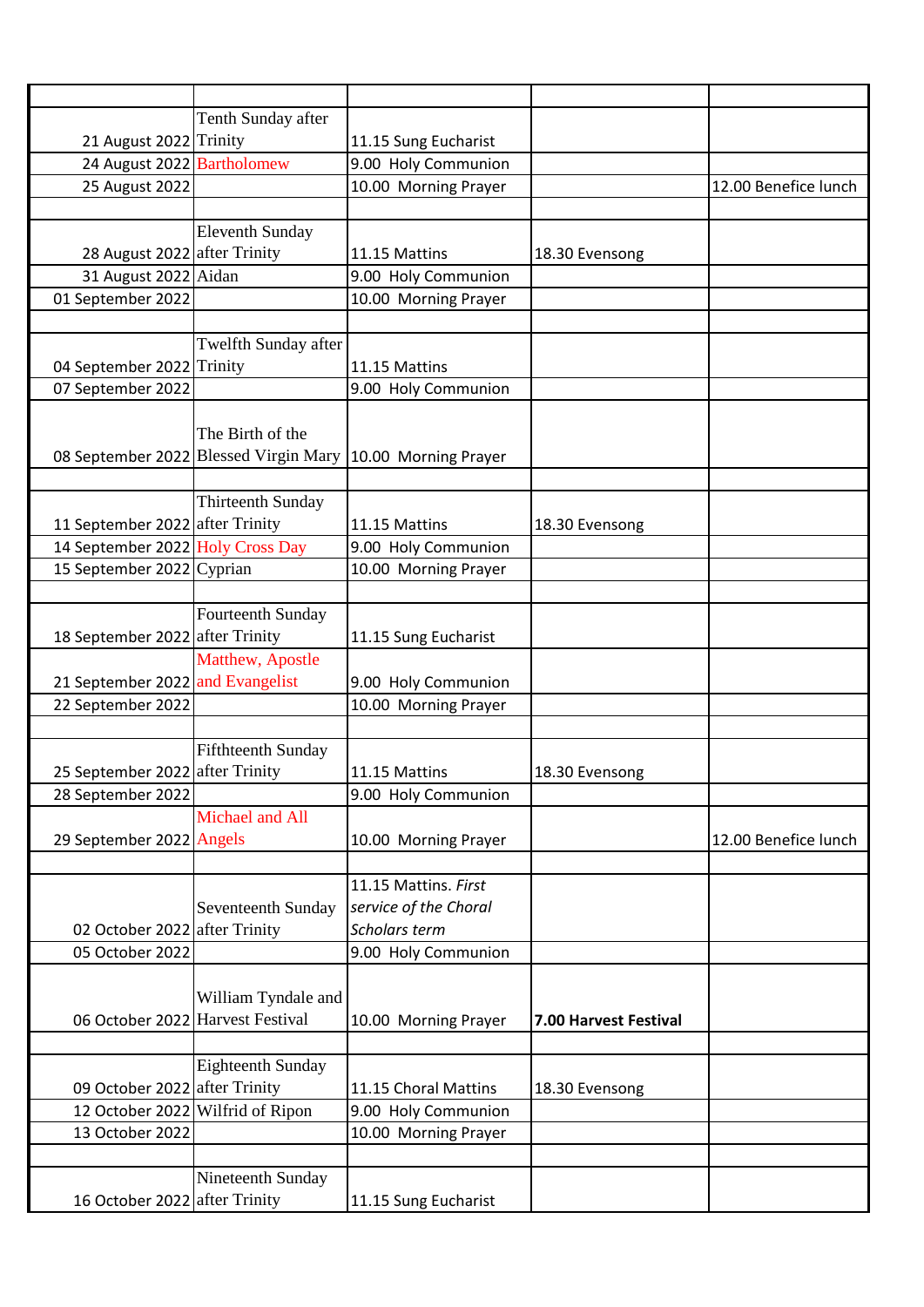| | | | | |
|---|---|---|---|---|
| 21 August 2022 | Tenth Sunday after Trinity | 11.15 Sung Eucharist | | |
| 24 August 2022 | Bartholomew | 9.00 Holy Communion | | |
| 25 August 2022 | | 10.00 Morning Prayer | | 12.00 Benefice lunch |
| | | | | |
| 28 August 2022 | Eleventh Sunday after Trinity | 11.15 Mattins | 18.30 Evensong | |
| 31 August 2022 | Aidan | 9.00 Holy Communion | | |
| 01 September 2022 | | 10.00 Morning Prayer | | |
| | | | | |
| 04 September 2022 | Twelfth Sunday after Trinity | 11.15 Mattins | | |
| 07 September 2022 | | 9.00 Holy Communion | | |
| 08 September 2022 | The Birth of the Blessed Virgin Mary | 10.00 Morning Prayer | | |
| | | | | |
| 11 September 2022 | Thirteenth Sunday after Trinity | 11.15 Mattins | 18.30 Evensong | |
| 14 September 2022 | Holy Cross Day | 9.00 Holy Communion | | |
| 15 September 2022 | Cyprian | 10.00 Morning Prayer | | |
| | | | | |
| 18 September 2022 | Fourteenth Sunday after Trinity | 11.15 Sung Eucharist | | |
| 21 September 2022 | Matthew, Apostle and Evangelist | 9.00 Holy Communion | | |
| 22 September 2022 | | 10.00 Morning Prayer | | |
| | | | | |
| 25 September 2022 | Fifthteenth Sunday after Trinity | 11.15 Mattins | 18.30 Evensong | |
| 28 September 2022 | | 9.00 Holy Communion | | |
| 29 September 2022 | Michael and All Angels | 10.00 Morning Prayer | | 12.00 Benefice lunch |
| | | | | |
| 02 October 2022 | Seventeenth Sunday after Trinity | 11.15 Mattins. *First service of the Choral Scholars term* | | |
| 05 October 2022 | | 9.00 Holy Communion | | |
| 06 October 2022 | William Tyndale and Harvest Festival | 10.00 Morning Prayer | **7.00 Harvest Festival** | |
| | | | | |
| 09 October 2022 | Eighteenth Sunday after Trinity | 11.15 Choral Mattins | 18.30 Evensong | |
| 12 October 2022 | Wilfrid of Ripon | 9.00 Holy Communion | | |
| 13 October 2022 | | 10.00 Morning Prayer | | |
| | | | | |
| 16 October 2022 | Nineteenth Sunday after Trinity | 11.15 Sung Eucharist | | |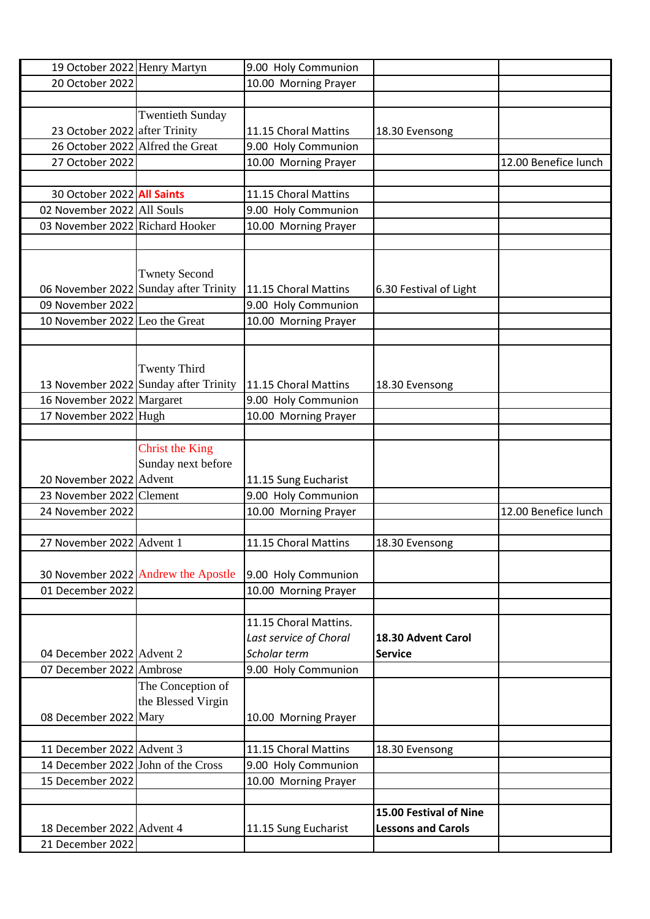| | | | | |
|---|---|---|---|---|
| 19 October 2022 | Henry Martyn | 9.00 Holy Communion | | |
| 20 October 2022 | | 10.00 Morning Prayer | | |
| | | | | |
| 23 October 2022 | Twentieth Sunday after Trinity | 11.15 Choral Mattins | 18.30 Evensong | |
| 26 October 2022 | Alfred the Great | 9.00 Holy Communion | | |
| 27 October 2022 | | 10.00 Morning Prayer | | 12.00 Benefice lunch |
| | | | | |
| 30 October 2022 | **All Saints** | 11.15 Choral Mattins | | |
| 02 November 2022 | All Souls | 9.00 Holy Communion | | |
| 03 November 2022 | Richard Hooker | 10.00 Morning Prayer | | |
| | | | | |
| 06 November 2022 | Twnety Second Sunday after Trinity | 11.15 Choral Mattins | 6.30 Festival of Light | |
| 09 November 2022 | | 9.00 Holy Communion | | |
| 10 November 2022 | Leo the Great | 10.00 Morning Prayer | | |
| | | | | |
| 13 November 2022 | Twenty Third Sunday after Trinity | 11.15 Choral Mattins | 18.30 Evensong | |
| 16 November 2022 | Margaret | 9.00 Holy Communion | | |
| 17 November 2022 | Hugh | 10.00 Morning Prayer | | |
| | | | | |
| 20 November 2022 | Christ the King Sunday next before Advent | 11.15 Sung Eucharist | | |
| 23 November 2022 | Clement | 9.00 Holy Communion | | |
| 24 November 2022 | | 10.00 Morning Prayer | | 12.00 Benefice lunch |
| | | | | |
| 27 November 2022 | Advent 1 | 11.15 Choral Mattins | 18.30 Evensong | |
| 30 November 2022 | Andrew the Apostle | 9.00 Holy Communion | | |
| 01 December 2022 | | 10.00 Morning Prayer | | |
| | | | | |
| 04 December 2022 | Advent 2 | 11.15 Choral Mattins. *Last service of Choral Scholar term* | **18.30 Advent Carol Service** | |
| 07 December 2022 | Ambrose | 9.00 Holy Communion | | |
| 08 December 2022 | The Conception of the Blessed Virgin Mary | 10.00 Morning Prayer | | |
| | | | | |
| 11 December 2022 | Advent 3 | 11.15 Choral Mattins | 18.30 Evensong | |
| 14 December 2022 | John of the Cross | 9.00 Holy Communion | | |
| 15 December 2022 | | 10.00 Morning Prayer | | |
| | | | | |
| 18 December 2022 | Advent 4 | 11.15 Sung Eucharist | **15.00 Festival of Nine Lessons and Carols** | |
| 21 December 2022 | | | | |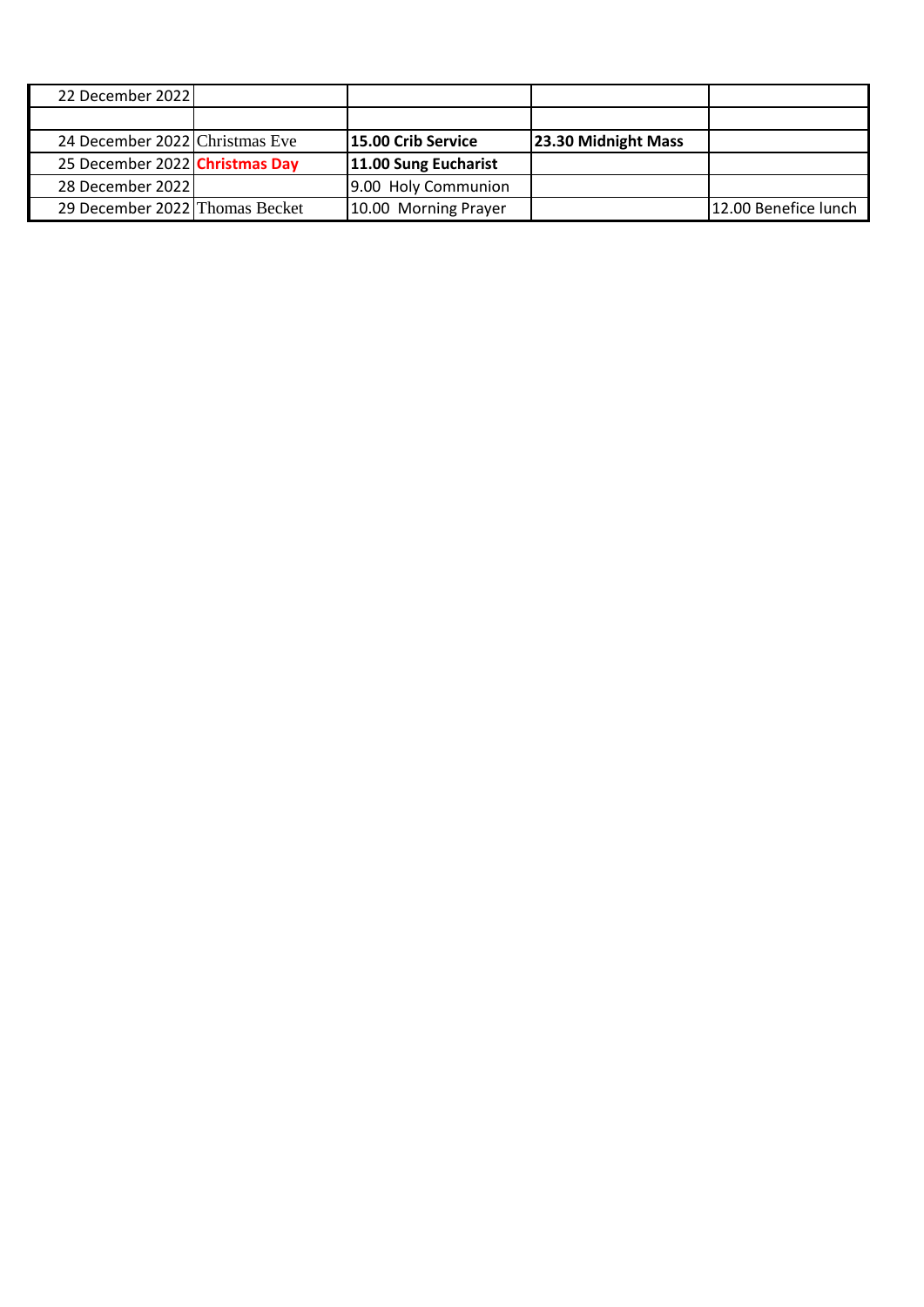| | | | | |
|---|---|---|---|---|
| 22 December 2022 | | | | |
| | | | | |
| 24 December 2022 | Christmas Eve | **15.00 Crib Service** | **23.30 Midnight Mass** | |
| 25 December 2022 | **Christmas Day** | **11.00 Sung Eucharist** | | |
| 28 December 2022 | | 9.00 Holy Communion | | |
| 29 December 2022 | Thomas Becket | 10.00 Morning Prayer | | 12.00 Benefice lunch |